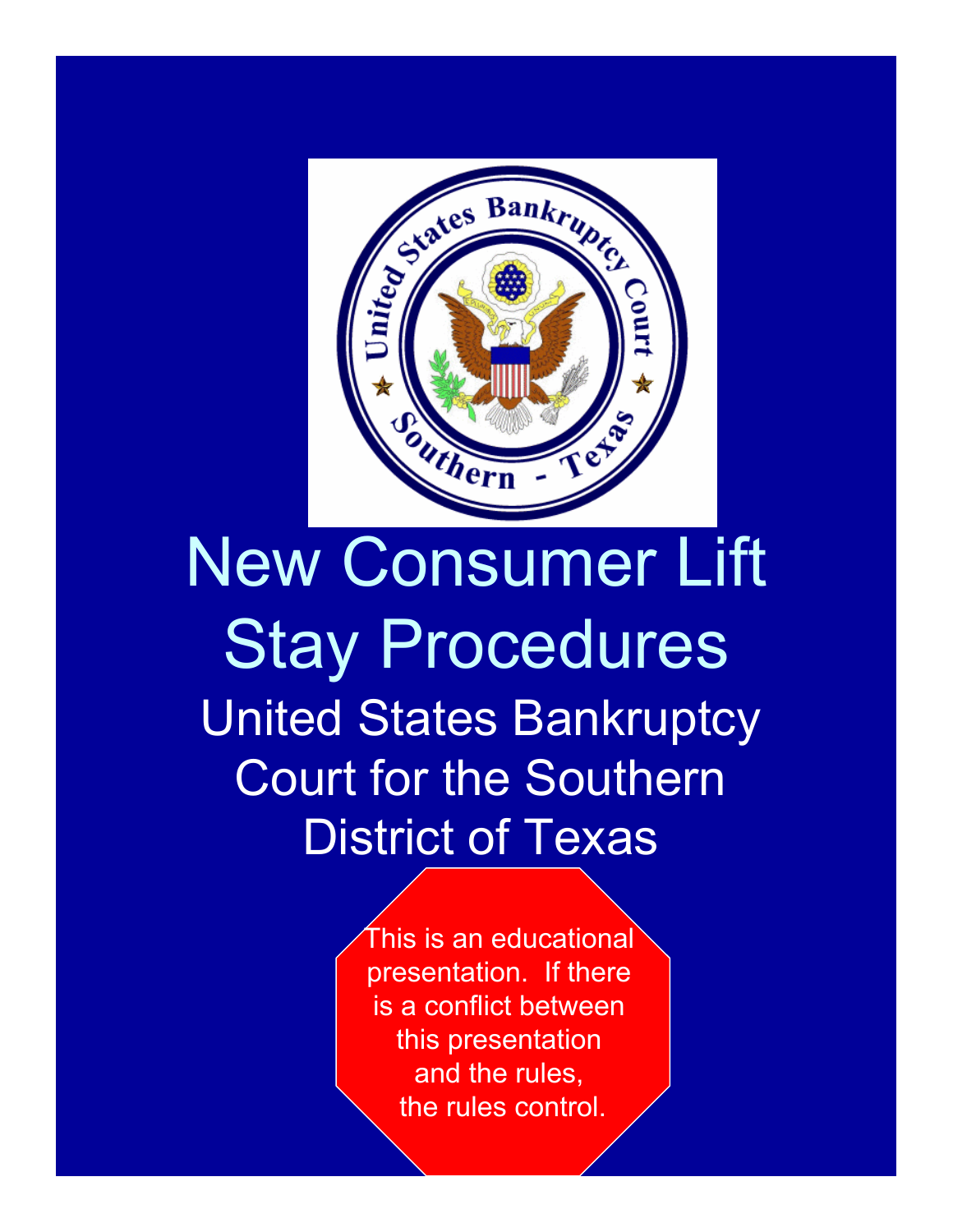# New Consumer Lift Stay Procedures

## United States Bankruptcy Court for the Southern District of Texas

This is an educational presentation. If there is a conflict between this presentation and the rules, the rules control.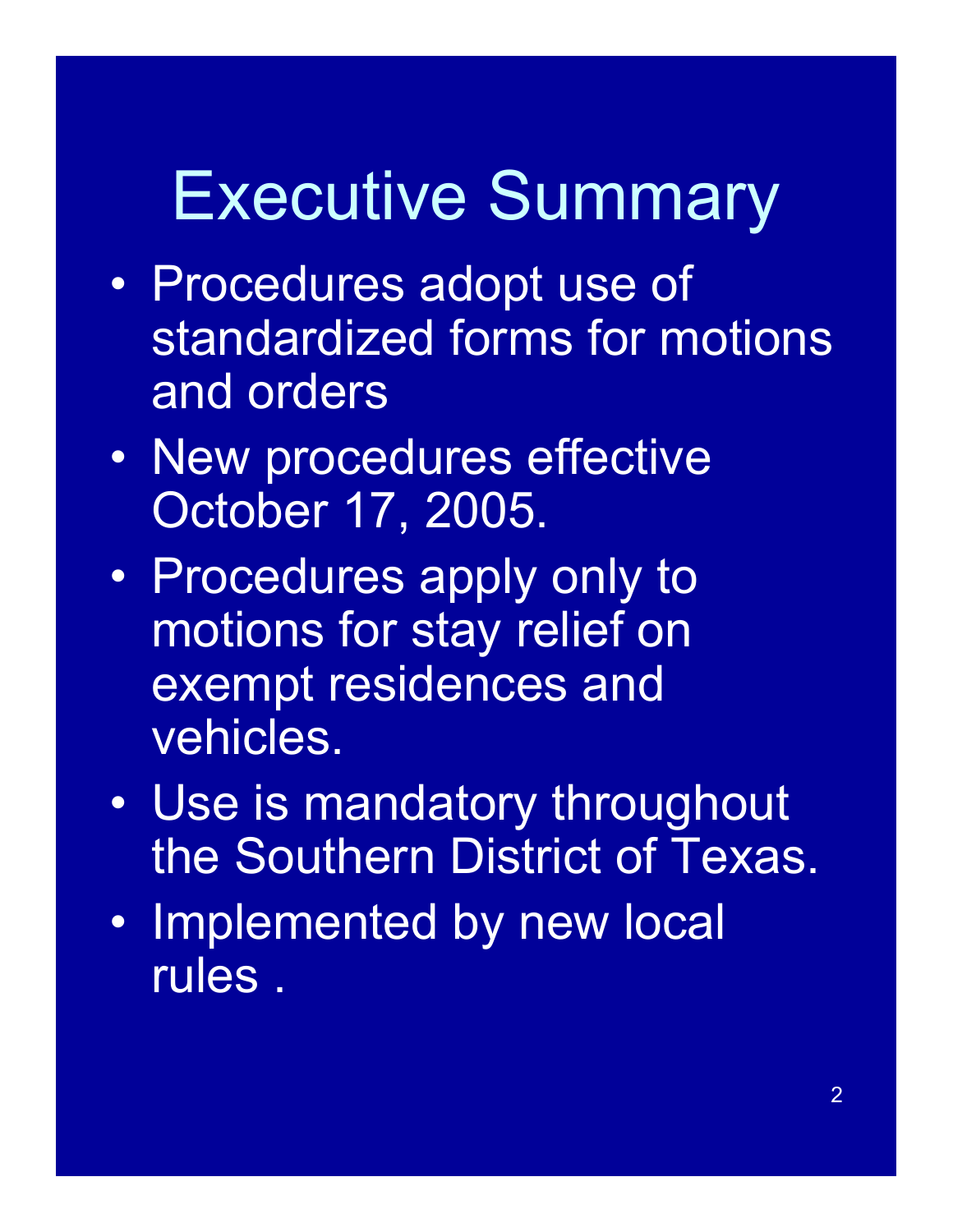# Executive Summary

- Procedures adopt use of standardized forms for motions and orders
- New procedures effective October 17, 2005.
- Procedures apply only to motions for stay relief on exempt residences and vehicles.
- Use is mandatory throughout the Southern District of Texas.
- Implemented by new local rules .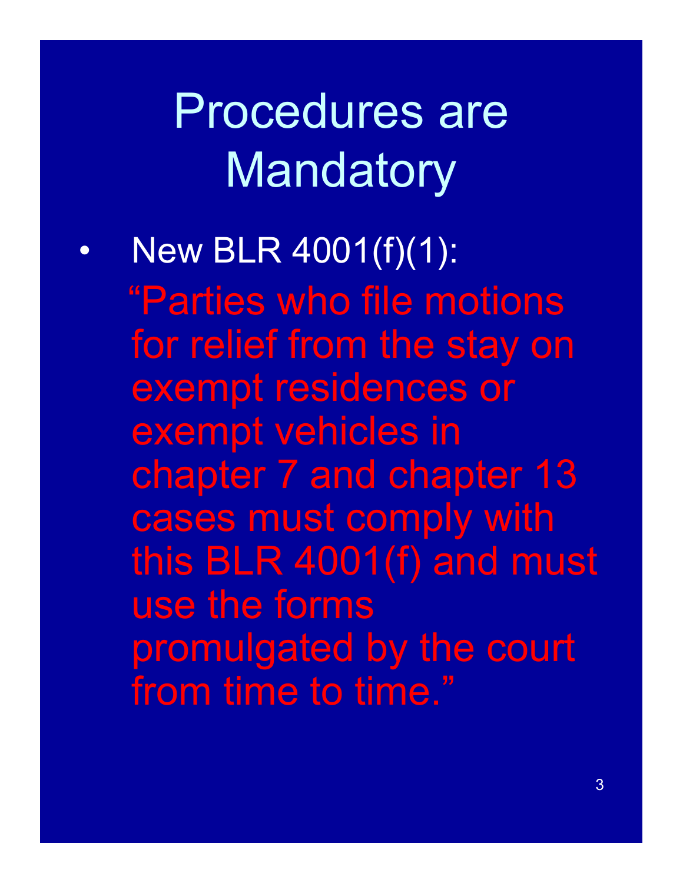# Procedures are Mandatory

- New BLR 4001(f)(1):

  "Parties who file motions for relief from the stay on exempt residences or exempt vehicles in chapter 7 and chapter 13 cases must comply with this BLR 4001(f) and must use the forms promulgated by the court from time to time."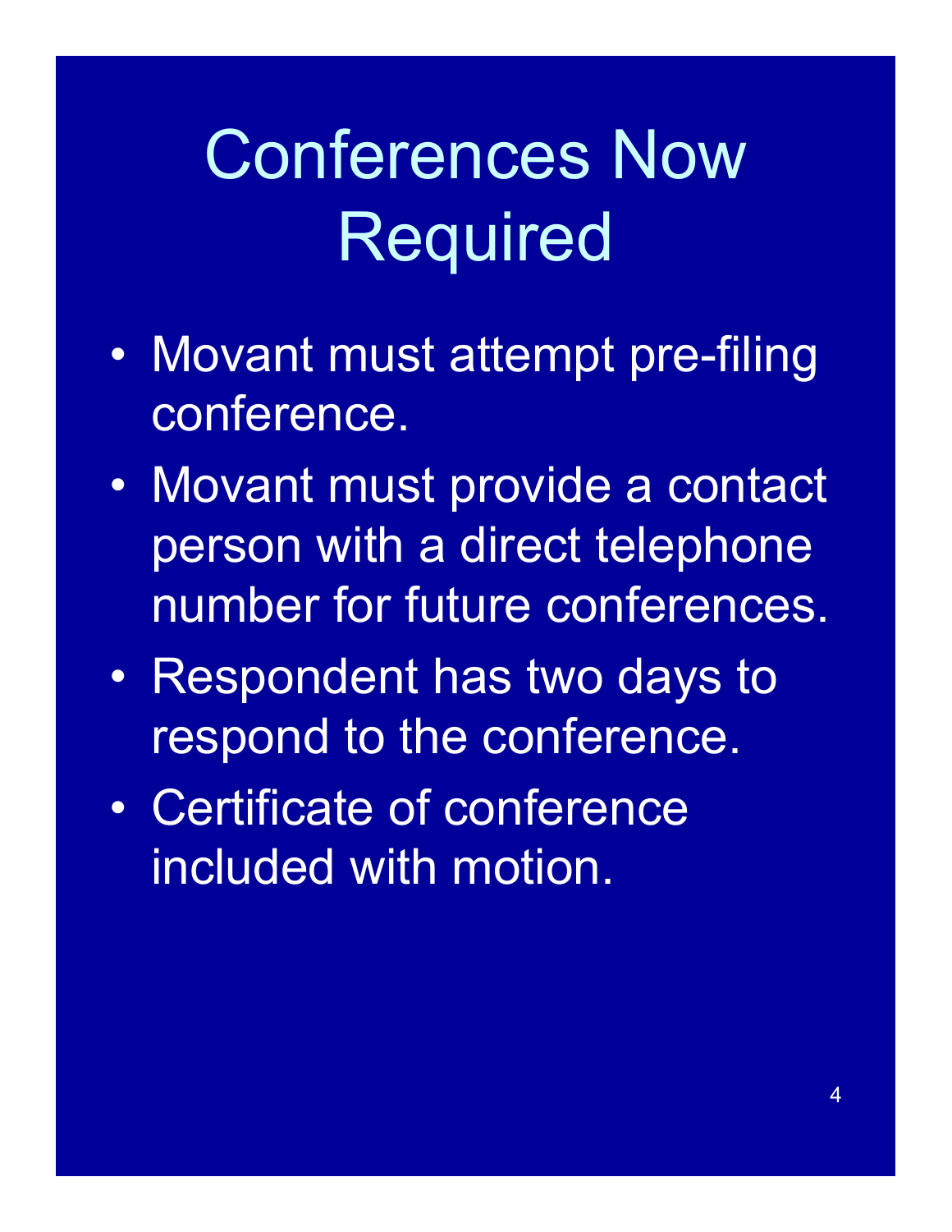# Conferences Now Required

- Movant must attempt pre-filing conference.
- Movant must provide a contact person with a direct telephone number for future conferences.
- Respondent has two days to respond to the conference.
- Certificate of conference included with motion.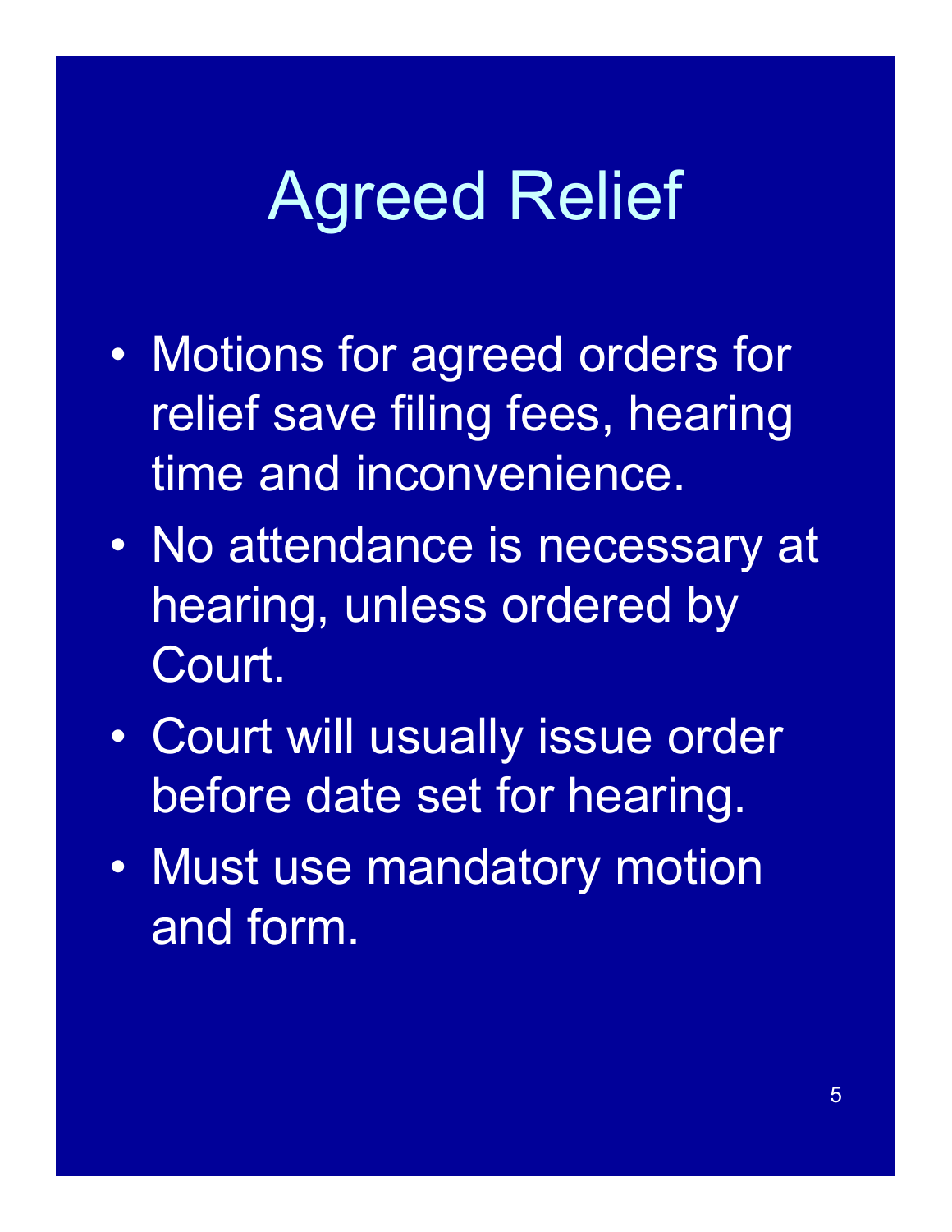# Agreed Relief

- Motions for agreed orders for relief save filing fees, hearing time and inconvenience.
- No attendance is necessary at hearing, unless ordered by Court.
- Court will usually issue order before date set for hearing.
- Must use mandatory motion and form.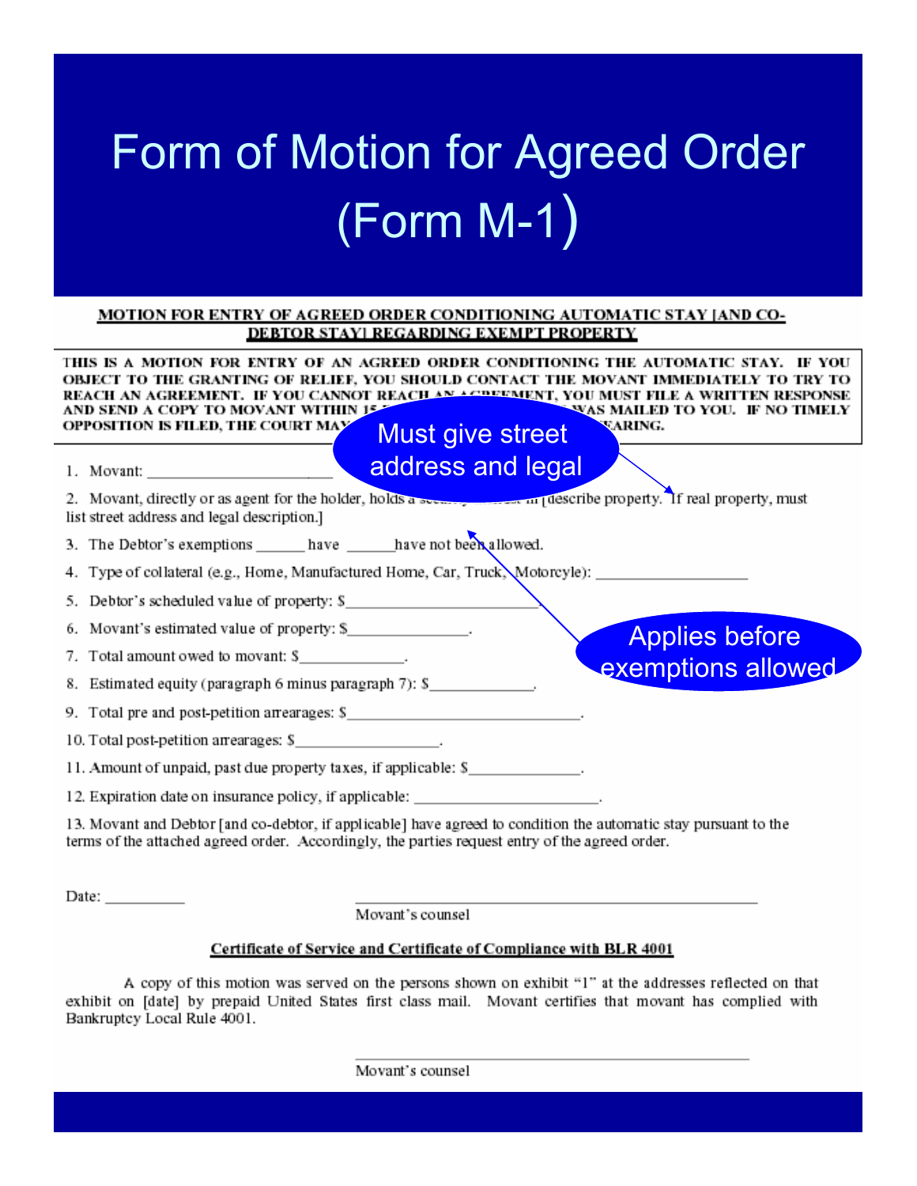# Form of Motion for Agreed Order (Form M-1)

**MOTION FOR ENTRY OF AGREED ORDER CONDITIONING AUTOMATIC STAY [AND CO-DEBTOR STAY] REGARDING EXEMPT PROPERTY**

THIS IS A MOTION FOR ENTRY OF AN AGREED ORDER CONDITIONING THE AUTOMATIC STAY. IF YOU OBJECT TO THE GRANTING OF RELIEF, YOU SHOULD CONTACT THE MOVANT IMMEDIATELY TO TRY TO REACH AN AGREEMENT. IF YOU CANNOT REACH AN AGREEMENT, YOU MUST FILE A WRITTEN RESPONSE AND SEND A COPY TO MOVANT WITHIN 15 ... WAS MAILED TO YOU. IF NO TIMELY OPPOSITION IS FILED, THE COURT MAY ... HEARING.

Must give street address and legal

1. Movant: ______________________

2. Movant, directly or as agent for the holder, holds a security interest in [describe property. If real property, must list street address and legal description.]

3. The Debtor's exemptions ______ have ______ have not been allowed.

Applies before exemptions allowed

4. Type of collateral (e.g., Home, Manufactured Home, Car, Truck, Motorcyle): __________________

5. Debtor's scheduled value of property: $______________________

6. Movant's estimated value of property: $______________.

7. Total amount owed to movant: $_____________.

8. Estimated equity (paragraph 6 minus paragraph 7): $_____________.

9. Total pre and post-petition arrearages: $____________________________.

10. Total post-petition arrearages: $_________________.

11. Amount of unpaid, past due property taxes, if applicable: $_____________.

12. Expiration date on insurance policy, if applicable: ______________________.

13. Movant and Debtor [and co-debtor, if applicable] have agreed to condition the automatic stay pursuant to the terms of the attached agreed order. Accordingly, the parties request entry of the agreed order.

Date: __________

______________________________________________
Movant's counsel

**Certificate of Service and Certificate of Compliance with BLR 4001**

A copy of this motion was served on the persons shown on exhibit "1" at the addresses reflected on that exhibit on [date] by prepaid United States first class mail. Movant certifies that movant has complied with Bankruptcy Local Rule 4001.

______________________________________________
Movant's counsel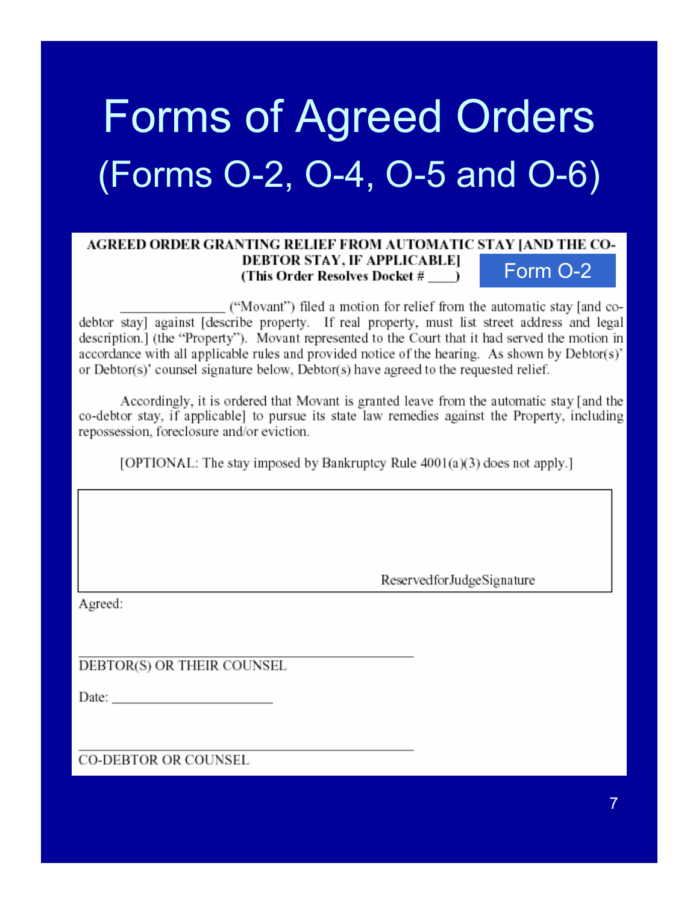# Forms of Agreed Orders (Forms O-2, O-4, O-5 and O-6)

**AGREED ORDER GRANTING RELIEF FROM AUTOMATIC STAY [AND THE CO-DEBTOR STAY, IF APPLICABLE]**
**(This Order Resolves Docket # ____)**

Form O-2

_______________ ("Movant") filed a motion for relief from the automatic stay [and co-debtor stay] against [describe property. If real property, must list street address and legal description.] (the "Property"). Movant represented to the Court that it had served the motion in accordance with all applicable rules and provided notice of the hearing. As shown by Debtor(s)' or Debtor(s)' counsel signature below, Debtor(s) have agreed to the requested relief.

Accordingly, it is ordered that Movant is granted leave from the automatic stay [and the co-debtor stay, if applicable] to pursue its state law remedies against the Property, including repossession, foreclosure and/or eviction.

[OPTIONAL: The stay imposed by Bankruptcy Rule 4001(a)(3) does not apply.]

ReservedforJudgeSignature

Agreed:

_______________________________________
DEBTOR(S) OR THEIR COUNSEL

Date: ______________________

_______________________________________
CO-DEBTOR OR COUNSEL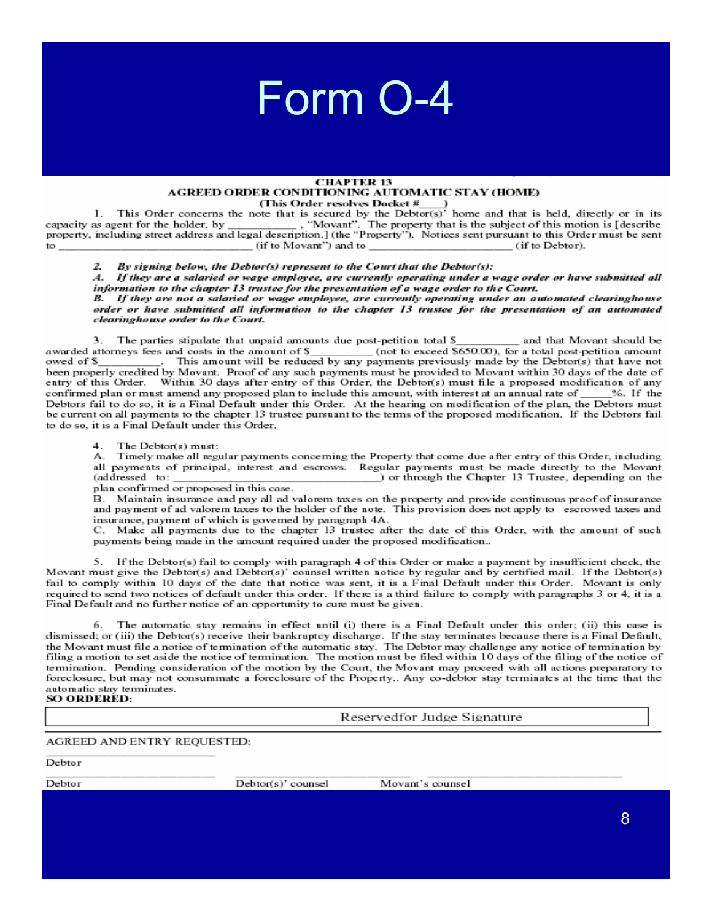# Form O-4

**CHAPTER 13**
**AGREED ORDER CONDITIONING AUTOMATIC STAY (HOME)**
**(This Order resolves Docket #____)**

1. This Order concerns the note that is secured by the Debtor(s)' home and that is held, directly or in its capacity as agent for the holder, by ___________ , "Movant". The property that is the subject of this motion is [describe property, including street address and legal description.] (the "Property"). Notices sent pursuant to this Order must be sent to ______________________________ (if to Movant") and to ______________________ (if to Debtor).

***2. By signing below, the Debtor(s) represent to the Court that the Debtor(s):***
***A. If they are a salaried or wage employee, are currently operating under a wage order or have submitted all information to the chapter 13 trustee for the presentation of a wage order to the Court.***
***B. If they are not a salaried or wage employee, are currently operating under an automated clearinghouse order or have submitted all information to the chapter 13 trustee for the presentation of an automated clearinghouse order to the Court.***

3. The parties stipulate that unpaid amounts due post-petition total $__________ and that Movant should be awarded attorneys fees and costs in the amount of $__________ (not to exceed $650.00), for a total post-petition amount owed of $__________. This amount will be reduced by any payments previously made by the Debtor(s) that have not been properly credited by Movant. Proof of any such payments must be provided to Movant within 30 days of the date of entry of this Order. Within 30 days after entry of this Order, the Debtor(s) must file a proposed modification of any confirmed plan or must amend any proposed plan to include this amount, with interest at an annual rate of _____%. If the Debtors fail to do so, it is a Final Default under this Order. At the hearing on modification of the plan, the Debtors must be current on all payments to the chapter 13 trustee pursuant to the terms of the proposed modification. If the Debtors fail to do so, it is a Final Default under this Order.

4. The Debtor(s) must:
A. Timely make all regular payments concerning the Property that come due after entry of this Order, including all payments of principal, interest and escrows. Regular payments must be made directly to the Movant (addressed to: ______________________________) or through the Chapter 13 Trustee, depending on the plan confirmed or proposed in this case.
B. Maintain insurance and pay all ad valorem taxes on the property and provide continuous proof of insurance and payment of ad valorem taxes to the holder of the note. This provision does not apply to escrowed taxes and insurance, payment of which is governed by paragraph 4A.
C. Make all payments due to the chapter 13 trustee after the date of this Order, with the amount of such payments being made in the amount required under the proposed modification..

5. If the Debtor(s) fail to comply with paragraph 4 of this Order or make a payment by insufficient check, the Movant must give the Debtor(s) and Debtor(s)' counsel written notice by regular and by certified mail. If the Debtor(s) fail to comply within 10 days of the date that notice was sent, it is a Final Default under this Order. Movant is only required to send two notices of default under this order. If there is a third failure to comply with paragraphs 3 or 4, it is a Final Default and no further notice of an opportunity to cure must be given.

6. The automatic stay remains in effect until (i) there is a Final Default under this order; (ii) this case is dismissed; or (iii) the Debtor(s) receive their bankruptcy discharge. If the stay terminates because there is a Final Default, the Movant must file a notice of termination of the automatic stay. The Debtor may challenge any notice of termination by filing a motion to set aside the notice of termination. The motion must be filed within 10 days of the filing of the notice of termination. Pending consideration of the motion by the Court, the Movant may proceed with all actions preparatory to foreclosure, but may not consummate a foreclosure of the Property.. Any co-debtor stay terminates at the time that the automatic stay terminates.

**SO ORDERED:**

Reservedfor Judge Signature

AGREED AND ENTRY REQUESTED:

______________________
Debtor

______________________ ______________________ ______________________
Debtor Debtor(s)' counsel Movant's counsel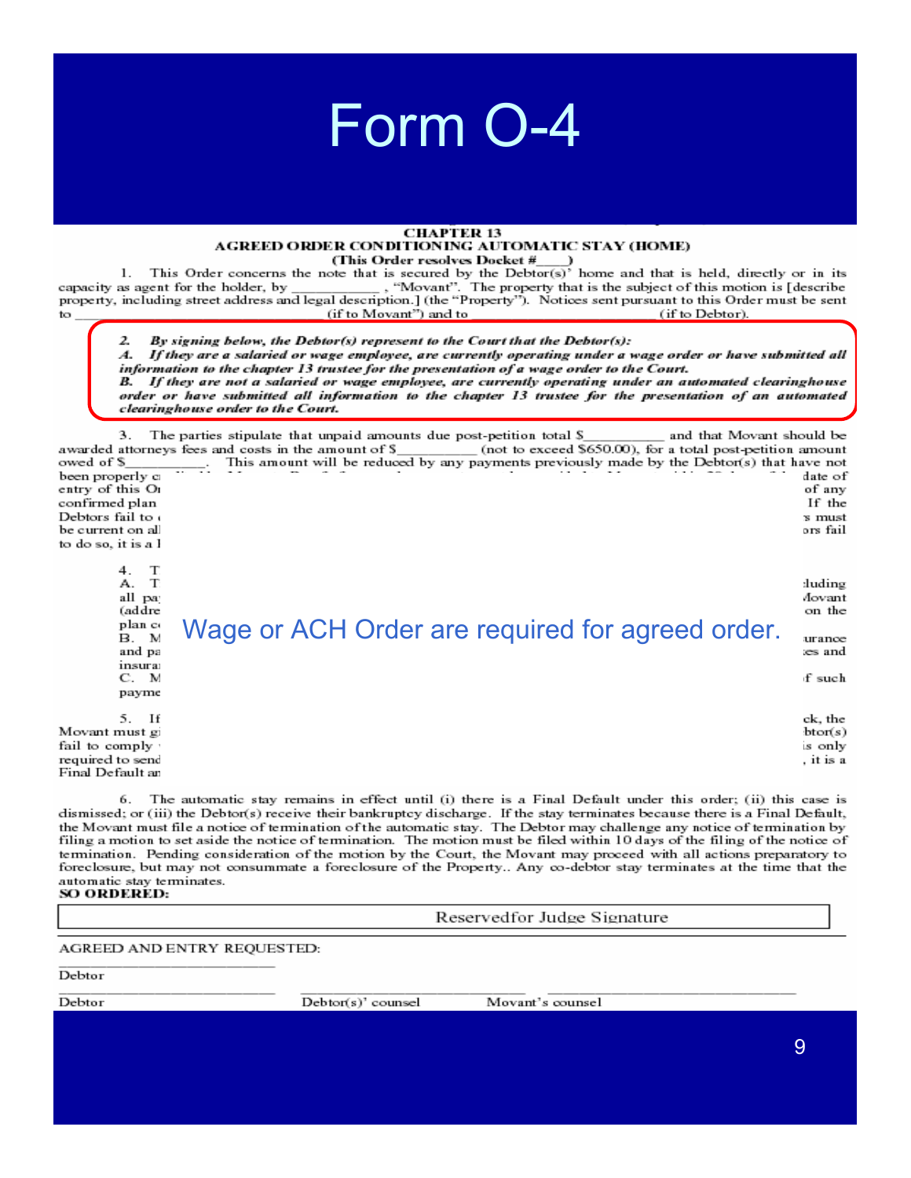# Form O-4

**CHAPTER 13**
**AGREED ORDER CONDITIONING AUTOMATIC STAY (HOME)**
**(This Order resolves Docket #____)**

1. This Order concerns the note that is secured by the Debtor(s)' home and that is held, directly or in its capacity as agent for the holder, by ____________ , "Movant". The property that is the subject of this motion is [describe property, including street address and legal description.] (the "Property"). Notices sent pursuant to this Order must be sent to ______________________________ (if to Movant") and to ______________________________ (if to Debtor).

***2. By signing below, the Debtor(s) represent to the Court that the Debtor(s):***
***A. If they are a salaried or wage employee, are currently operating under a wage order or have submitted all information to the chapter 13 trustee for the presentation of a wage order to the Court.***
***B. If they are not a salaried or wage employee, are currently operating under an automated clearinghouse order or have submitted all information to the chapter 13 trustee for the presentation of an automated clearinghouse order to the Court.***

3. The parties stipulate that unpaid amounts due post-petition total $__________ and that Movant should be awarded attorneys fees and costs in the amount of $__________ (not to exceed $650.00), for a total post-petition amount owed of $__________. This amount will be reduced by any payments previously made by the Debtor(s) that have not been properly c... date of entry of this O... of any confirmed plan ... If the Debtors fail to ... s must be current on all ... ors fail to do so, it is a ...

4. T...
A. T... luding all pa... Movant (addre... on the plan c...
B. M... urance and pa... es and insura...
C. M... f such payme...

Wage or ACH Order are required for agreed order.

5. If ... ck, the Movant must gi... btor(s) fail to comply ... is only required to send ... , it is a Final Default an...

6. The automatic stay remains in effect until (i) there is a Final Default under this order; (ii) this case is dismissed; or (iii) the Debtor(s) receive their bankruptcy discharge. If the stay terminates because there is a Final Default, the Movant must file a notice of termination of the automatic stay. The Debtor may challenge any notice of termination by filing a motion to set aside the notice of termination. The motion must be filed within 10 days of the filing of the notice of termination. Pending consideration of the motion by the Court, the Movant may proceed with all actions preparatory to foreclosure, but may not consummate a foreclosure of the Property.. Any co-debtor stay terminates at the time that the automatic stay terminates.

**SO ORDERED:**

Reservedfor Judge Signature

AGREED AND ENTRY REQUESTED:

______________________
Debtor

______________________ ______________________ ______________________
Debtor Debtor(s)' counsel Movant's counsel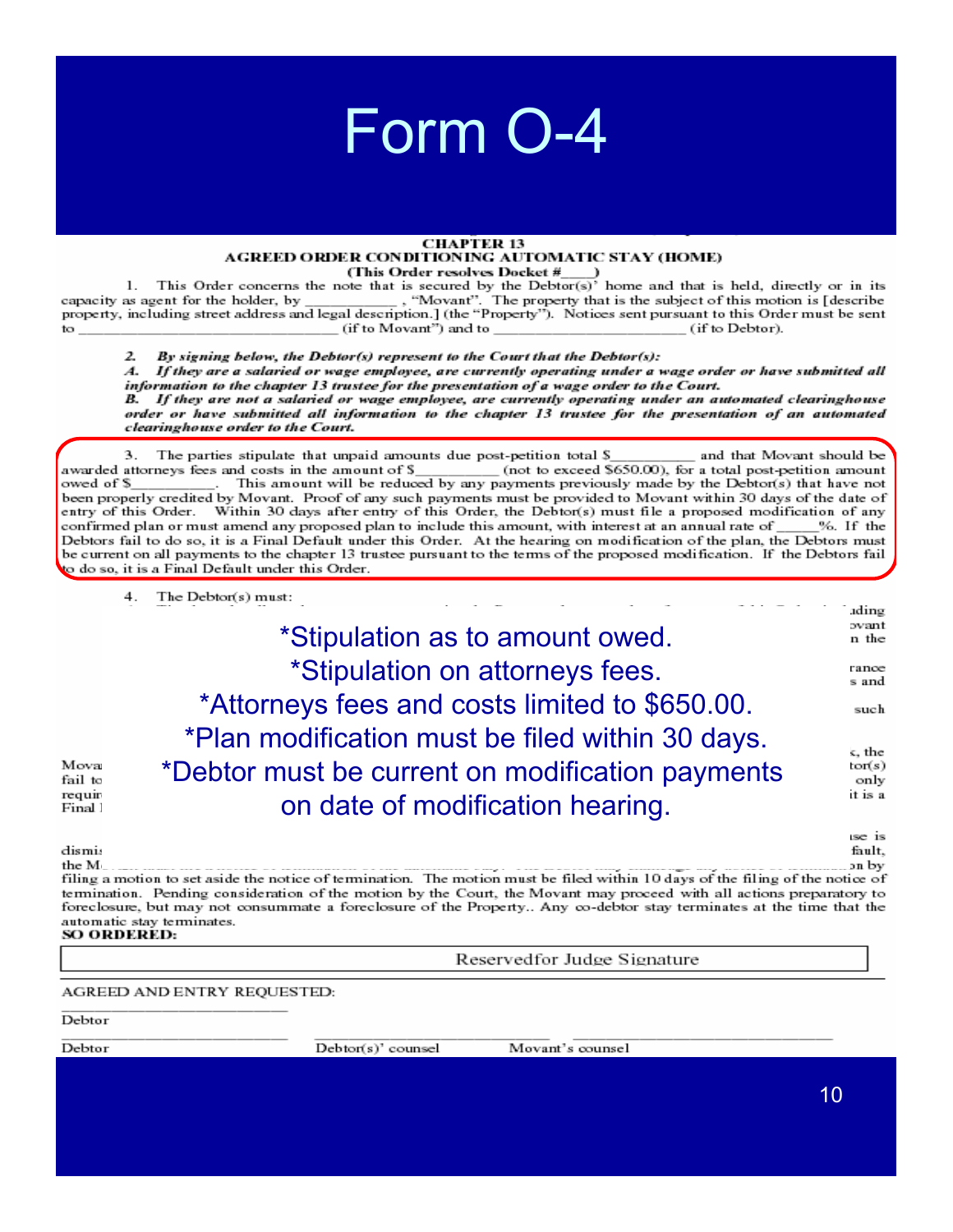# Form O-4

**CHAPTER 13**
**AGREED ORDER CONDITIONING AUTOMATIC STAY (HOME)**
**(This Order resolves Docket #____)**

1. This Order concerns the note that is secured by the Debtor(s)' home and that is held, directly or in its capacity as agent for the holder, by ___________ , "Movant". The property that is the subject of this motion is [describe property, including street address and legal description.] (the "Property"). Notices sent pursuant to this Order must be sent to ______________________________ (if to Movant") and to _____________________ (if to Debtor).

2. ***By signing below, the Debtor(s) represent to the Court that the Debtor(s):***
***A. If they are a salaried or wage employee, are currently operating under a wage order or have submitted all information to the chapter 13 trustee for the presentation of a wage order to the Court.***
***B. If they are not a salaried or wage employee, are currently operating under an automated clearinghouse order or have submitted all information to the chapter 13 trustee for the presentation of an automated clearinghouse order to the Court.***

3. The parties stipulate that unpaid amounts due post-petition total $__________ and that Movant should be awarded attorneys fees and costs in the amount of $__________ (not to exceed $650.00), for a total post-petition amount owed of $__________. This amount will be reduced by any payments previously made by the Debtor(s) that have not been properly credited by Movant. Proof of any such payments must be provided to Movant within 30 days of the date of entry of this Order. Within 30 days after entry of this Order, the Debtor(s) must file a proposed modification of any confirmed plan or must amend any proposed plan to include this amount, with interest at an annual rate of _____%. If the Debtors fail to do so, it is a Final Default under this Order. At the hearing on modification of the plan, the Debtors must be current on all payments to the chapter 13 trustee pursuant to the terms of the proposed modification. If the Debtors fail to do so, it is a Final Default under this Order.

4. The Debtor(s) must:

- *Stipulation as to amount owed.
- *Stipulation on attorneys fees.
- *Attorneys fees and costs limited to $650.00.
- *Plan modification must be filed within 30 days.
- *Debtor must be current on modification payments on date of modification hearing.

filing a motion to set aside the notice of termination. The motion must be filed within 10 days of the filing of the notice of termination. Pending consideration of the motion by the Court, the Movant may proceed with all actions preparatory to foreclosure, but may not consummate a foreclosure of the Property.. Any co-debtor stay terminates at the time that the automatic stay terminates.

**SO ORDERED:**

Reservedfor Judge Signature

AGREED AND ENTRY REQUESTED:

Debtor

Debtor | Debtor(s)' counsel | Movant's counsel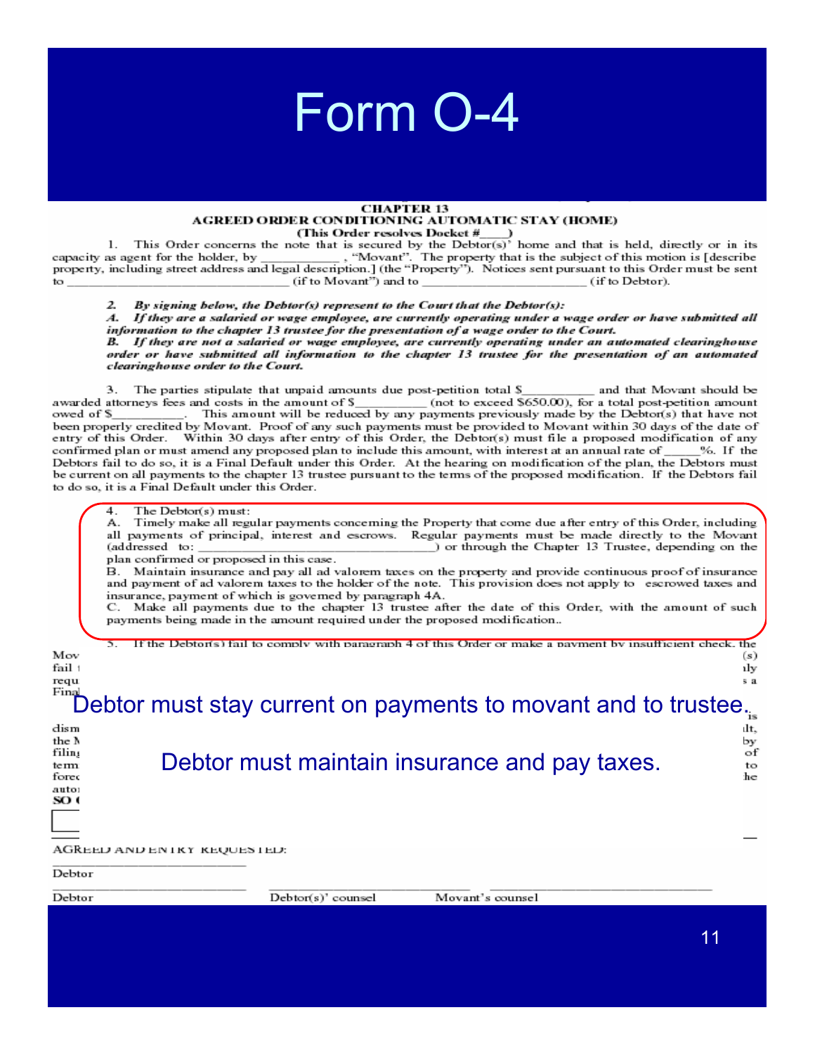# Form O-4

**CHAPTER 13**
**AGREED ORDER CONDITIONING AUTOMATIC STAY (HOME)**
**(This Order resolves Docket #____)**

1. This Order concerns the note that is secured by the Debtor(s)' home and that is held, directly or in its capacity as agent for the holder, by ___________ , "Movant". The property that is the subject of this motion is [describe property, including street address and legal description.] (the "Property"). Notices sent pursuant to this Order must be sent to ______________________________ (if to Movant") and to ______________________ (if to Debtor).

2. *By signing below, the Debtor(s) represent to the Court that the Debtor(s):*
*A. If they are a salaried or wage employee, are currently operating under a wage order or have submitted all information to the chapter 13 trustee for the presentation of a wage order to the Court.*
*B. If they are not a salaried or wage employee, are currently operating under an automated clearinghouse order or have submitted all information to the chapter 13 trustee for the presentation of an automated clearinghouse order to the Court.*

3. The parties stipulate that unpaid amounts due post-petition total $__________ and that Movant should be awarded attorneys fees and costs in the amount of $__________ (not to exceed $650.00), for a total post-petition amount owed of $__________. This amount will be reduced by any payments previously made by the Debtor(s) that have not been properly credited by Movant. Proof of any such payments must be provided to Movant within 30 days of the date of entry of this Order. Within 30 days after entry of this Order, the Debtor(s) must file a proposed modification of any confirmed plan or must amend any proposed plan to include this amount, with interest at an annual rate of _____%. If the Debtors fail to do so, it is a Final Default under this Order. At the hearing on modification of the plan, the Debtors must be current on all payments to the chapter 13 trustee pursuant to the terms of the proposed modification. If the Debtors fail to do so, it is a Final Default under this Order.

4. The Debtor(s) must:
A. Timely make all regular payments concerning the Property that come due after entry of this Order, including all payments of principal, interest and escrows. Regular payments must be made directly to the Movant (addressed to: ______________________________) or through the Chapter 13 Trustee, depending on the plan confirmed or proposed in this case.
B. Maintain insurance and pay all ad valorem taxes on the property and provide continuous proof of insurance and payment of ad valorem taxes to the holder of the note. This provision does not apply to escrowed taxes and insurance, payment of which is governed by paragraph 4A.
C. Make all payments due to the chapter 13 trustee after the date of this Order, with the amount of such payments being made in the amount required under the proposed modification..

5. If the Debtor(s) fail to comply with paragraph 4 of this Order or make a payment by insufficient check, the ...

Debtor must stay current on payments to movant and to trustee.

Debtor must maintain insurance and pay taxes.

AGREED AND ENTRY REQUESTED:

______________________
Debtor

______________________ ______________________ ______________________
Debtor Debtor(s)' counsel Movant's counsel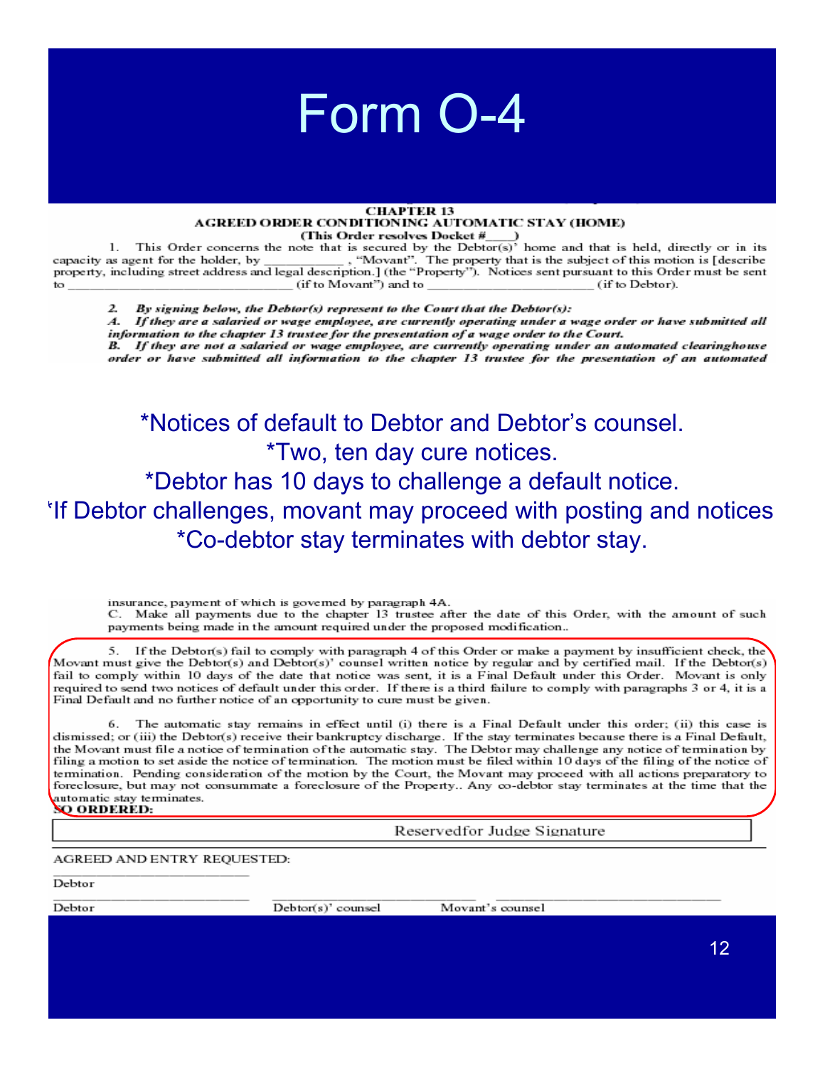# Form O-4

**CHAPTER 13**
**AGREED ORDER CONDITIONING AUTOMATIC STAY (HOME)**
**(This Order resolves Docket #____)**

1. This Order concerns the note that is secured by the Debtor(s)' home and that is held, directly or in its capacity as agent for the holder, by ____________ , "Movant". The property that is the subject of this motion is [describe property, including street address and legal description.] (the "Property"). Notices sent pursuant to this Order must be sent to ________________________________ (if to Movant") and to ________________________ (if to Debtor).

*2. By signing below, the Debtor(s) represent to the Court that the Debtor(s):*
*A. If they are a salaried or wage employee, are currently operating under a wage order or have submitted all information to the chapter 13 trustee for the presentation of a wage order to the Court.*
*B. If they are not a salaried or wage employee, are currently operating under an automated clearinghouse order or have submitted all information to the chapter 13 trustee for the presentation of an automated*

- *Notices of default to Debtor and Debtor's counsel.
- *Two, ten day cure notices.
- *Debtor has 10 days to challenge a default notice.
- *If Debtor challenges, movant may proceed with posting and notices
- *Co-debtor stay terminates with debtor stay.

insurance, payment of which is governed by paragraph 4A.
C. Make all payments due to the chapter 13 trustee after the date of this Order, with the amount of such payments being made in the amount required under the proposed modification..

5. If the Debtor(s) fail to comply with paragraph 4 of this Order or make a payment by insufficient check, the Movant must give the Debtor(s) and Debtor(s)' counsel written notice by regular and by certified mail. If the Debtor(s) fail to comply within 10 days of the date that notice was sent, it is a Final Default under this Order. Movant is only required to send two notices of default under this order. If there is a third failure to comply with paragraphs 3 or 4, it is a Final Default and no further notice of an opportunity to cure must be given.

6. The automatic stay remains in effect until (i) there is a Final Default under this order; (ii) this case is dismissed; or (iii) the Debtor(s) receive their bankruptcy discharge. If the stay terminates because there is a Final Default, the Movant must file a notice of termination of the automatic stay. The Debtor may challenge any notice of termination by filing a motion to set aside the notice of termination. The motion must be filed within 10 days of the filing of the notice of termination. Pending consideration of the motion by the Court, the Movant may proceed with all actions preparatory to foreclosure, but may not consummate a foreclosure of the Property.. Any co-debtor stay terminates at the time that the automatic stay terminates.

**SO ORDERED:**

Reservedfor Judge Signature

AGREED AND ENTRY REQUESTED:

______________________
Debtor

______________________ ______________________ ______________________
Debtor Debtor(s)' counsel Movant's counsel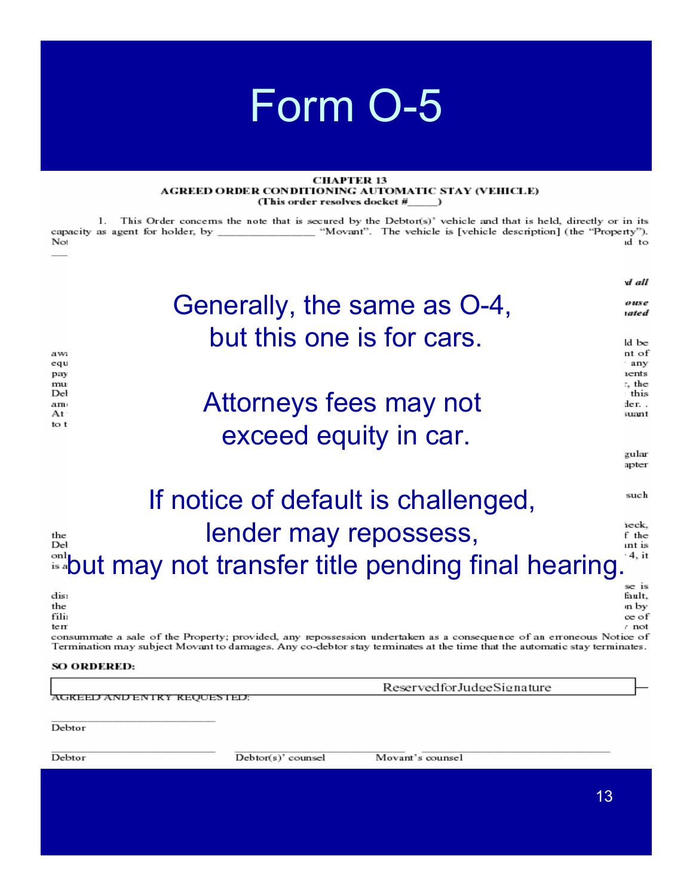# Form O-5

**CHAPTER 13**
**AGREED ORDER CONDITIONING AUTOMATIC STAY (VEHICLE)**
**(This order resolves docket #_____)**

1. This Order concerns the note that is secured by the Debtor(s)' vehicle and that is held, directly or in its capacity as agent for holder, by ________________ "Movant". The vehicle is [vehicle description] (the "Property").

Generally, the same as O-4, but this one is for cars.

Attorneys fees may not exceed equity in car.

If notice of default is challenged, lender may repossess, but may not transfer title pending final hearing.

consummate a sale of the Property; provided, any repossession undertaken as a consequence of an erroneous Notice of Termination may subject Movant to damages. Any co-debtor stay terminates at the time that the automatic stay terminates.

**SO ORDERED:**

Reserved for Judge Signature

AGREED AND ENTRY REQUESTED:

______________________
Debtor

______________________ ______________________ ______________________
Debtor Debtor(s)' counsel Movant's counsel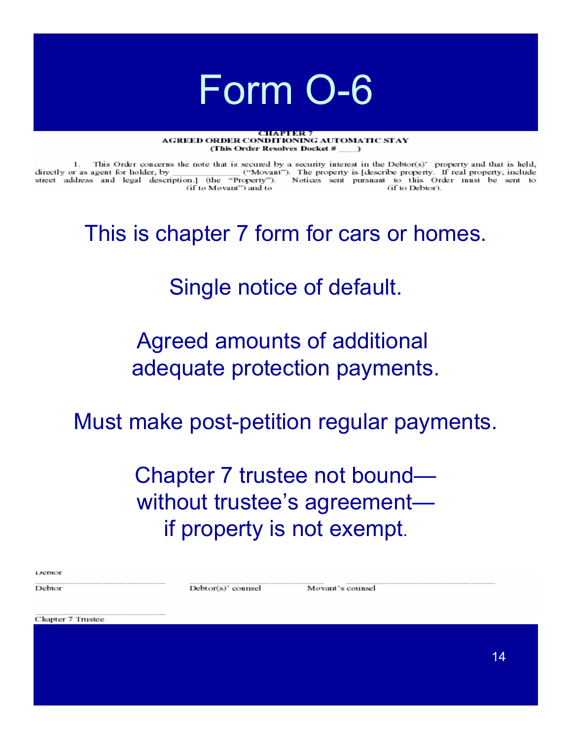# Form O-6

**CHAPTER 7**
**AGREED ORDER CONDITIONING AUTOMATIC STAY**
**(This Order Resolves Docket # \_\_\_\_)**

1. This Order concerns the note that is secured by a security interest in the Debtor(s)' property and that is held, directly or as agent for holder, by \_\_\_\_\_\_\_\_\_\_\_\_\_\_ ("Movant"). The property is [describe property. If real property, include street address and legal description.] (the "Property"). Notices sent pursuant to this Order must be sent to \_\_\_\_\_\_\_\_\_\_ (if to Movant") and to \_\_\_\_\_\_\_\_\_\_ (if to Debtor).

This is chapter 7 form for cars or homes.

Single notice of default.

Agreed amounts of additional adequate protection payments.

Must make post-petition regular payments.

Chapter 7 trustee not bound—without trustee's agreement—if property is not exempt.

Debtor

\_\_\_\_\_\_\_\_\_\_\_\_\_\_\_\_\_\_\_\_\_\_\_\_\_\_ \_\_\_\_\_\_\_\_\_\_\_\_\_\_\_\_\_\_\_\_\_\_\_\_\_\_ \_\_\_\_\_\_\_\_\_\_\_\_\_\_\_\_\_\_\_\_\_\_\_\_\_\_

Debtor | Debtor(s)' counsel | Movant's counsel

\_\_\_\_\_\_\_\_\_\_\_\_\_\_\_\_\_\_\_\_\_\_\_\_\_\_

Chapter 7 Trustee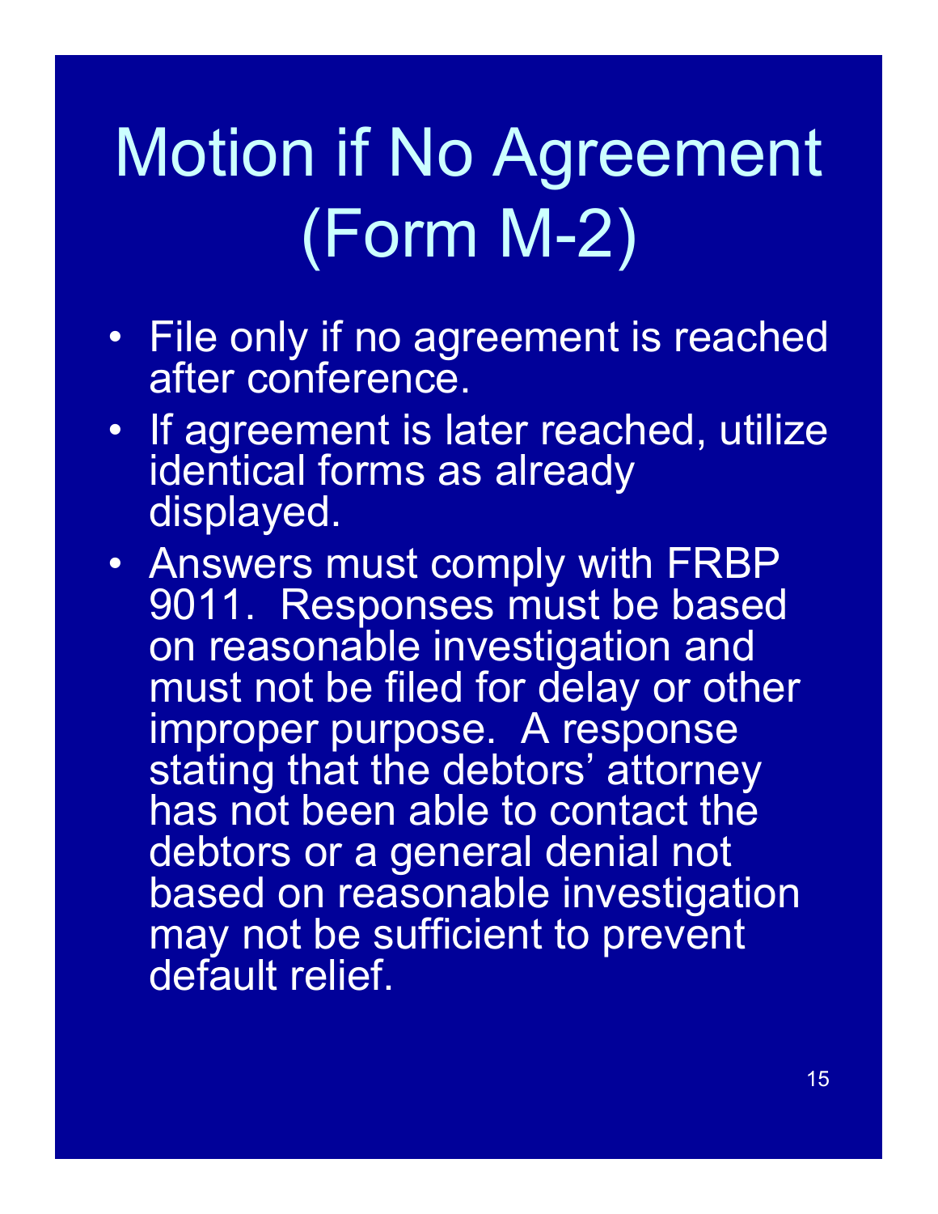# Motion if No Agreement (Form M-2)

- File only if no agreement is reached after conference.
- If agreement is later reached, utilize identical forms as already displayed.
- Answers must comply with FRBP 9011. Responses must be based on reasonable investigation and must not be filed for delay or other improper purpose. A response stating that the debtors' attorney has not been able to contact the debtors or a general denial not based on reasonable investigation may not be sufficient to prevent default relief.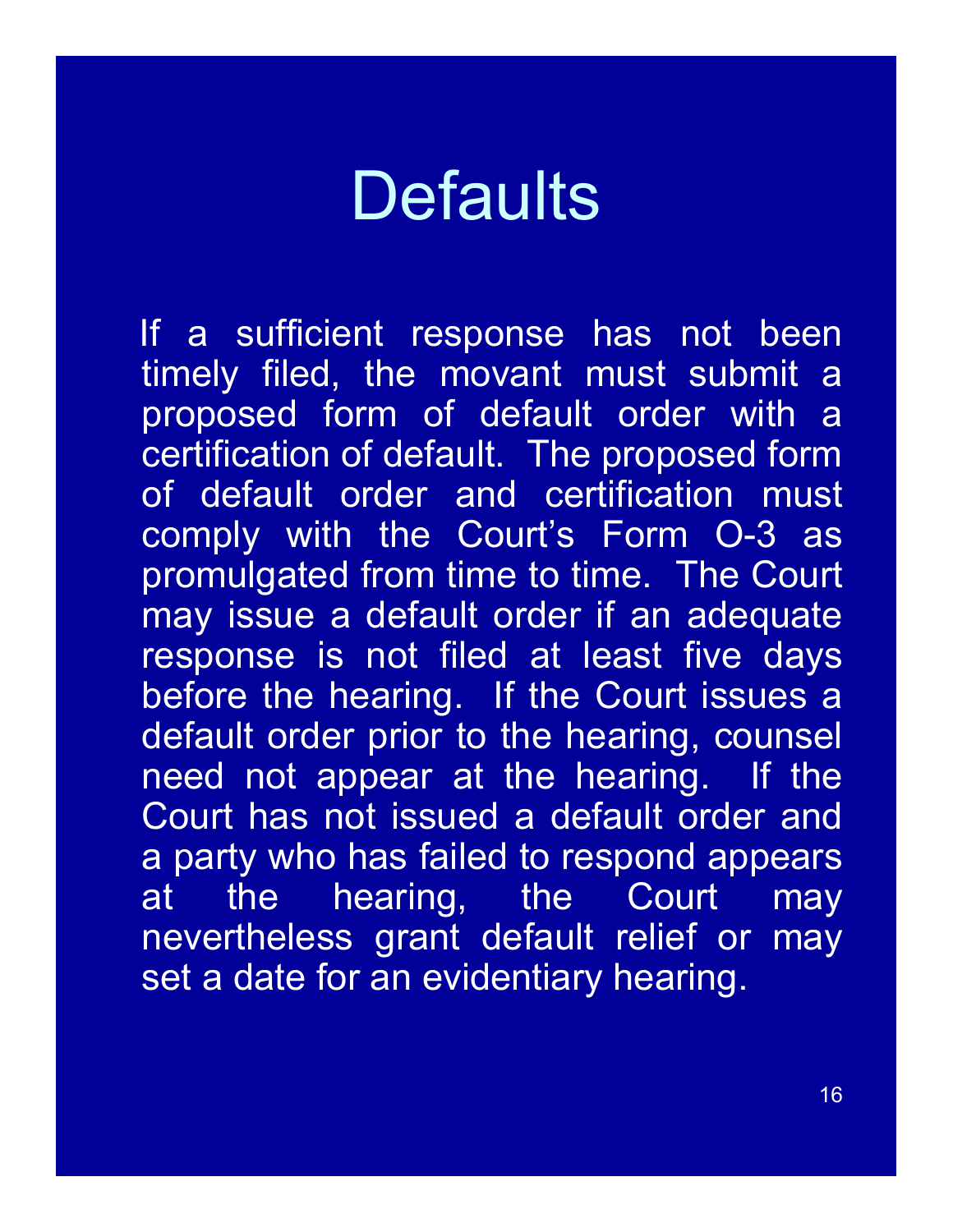# Defaults

If a sufficient response has not been timely filed, the movant must submit a proposed form of default order with a certification of default. The proposed form of default order and certification must comply with the Court's Form O-3 as promulgated from time to time. The Court may issue a default order if an adequate response is not filed at least five days before the hearing. If the Court issues a default order prior to the hearing, counsel need not appear at the hearing. If the Court has not issued a default order and a party who has failed to respond appears at the hearing, the Court may nevertheless grant default relief or may set a date for an evidentiary hearing.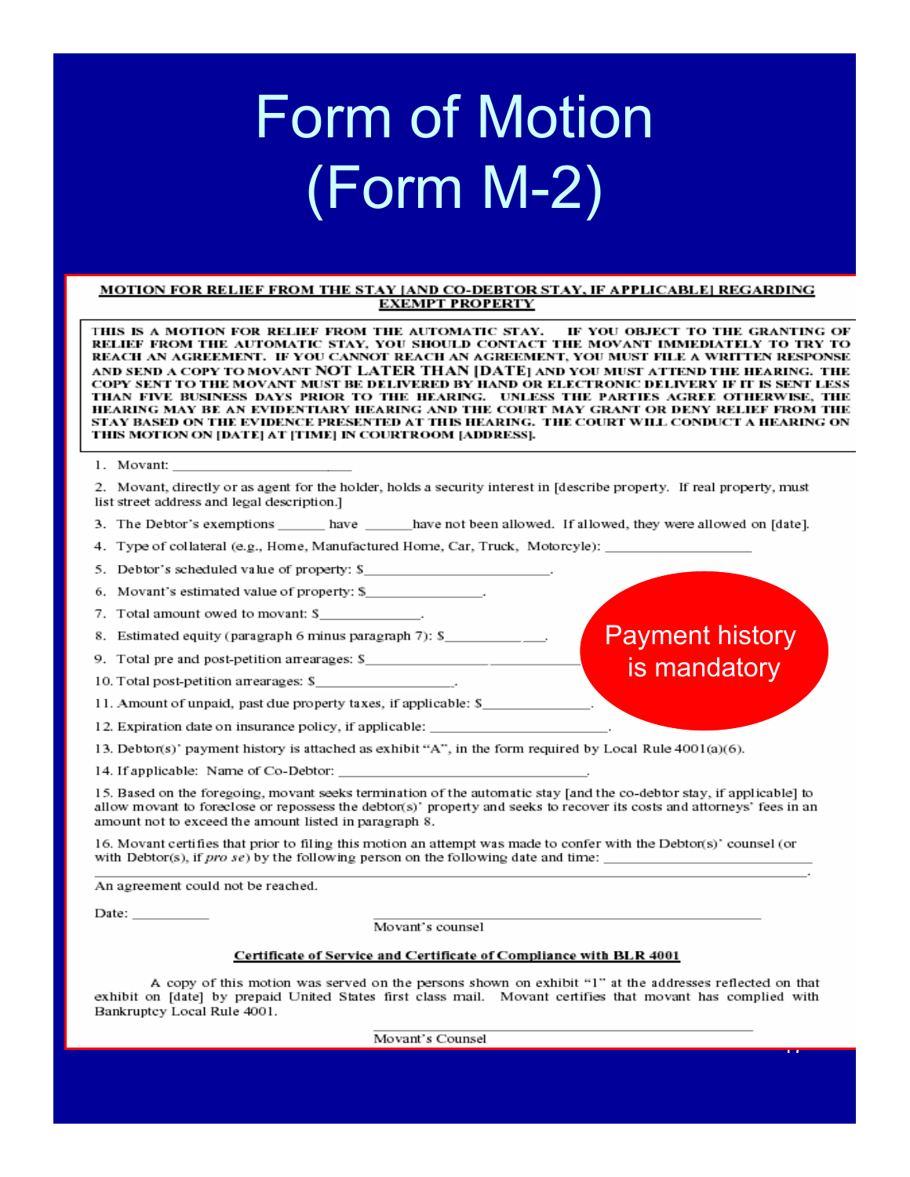# Form of Motion (Form M-2)

**MOTION FOR RELIEF FROM THE STAY [AND CO-DEBTOR STAY, IF APPLICABLE] REGARDING EXEMPT PROPERTY**

**THIS IS A MOTION FOR RELIEF FROM THE AUTOMATIC STAY. IF YOU OBJECT TO THE GRANTING OF RELIEF FROM THE AUTOMATIC STAY, YOU SHOULD CONTACT THE MOVANT IMMEDIATELY TO TRY TO REACH AN AGREEMENT. IF YOU CANNOT REACH AN AGREEMENT, YOU MUST FILE A WRITTEN RESPONSE AND SEND A COPY TO MOVANT NOT LATER THAN [DATE] AND YOU MUST ATTEND THE HEARING. THE COPY SENT TO THE MOVANT MUST BE DELIVERED BY HAND OR ELECTRONIC DELIVERY IF IT IS SENT LESS THAN FIVE BUSINESS DAYS PRIOR TO THE HEARING. UNLESS THE PARTIES AGREE OTHERWISE, THE HEARING MAY BE AN EVIDENTIARY HEARING AND THE COURT MAY GRANT OR DENY RELIEF FROM THE STAY BASED ON THE EVIDENCE PRESENTED AT THIS HEARING. THE COURT WILL CONDUCT A HEARING ON THIS MOTION ON [DATE] AT [TIME] IN COURTROOM [ADDRESS].**

1. Movant: ______________________
2. Movant, directly or as agent for the holder, holds a security interest in [describe property. If real property, must list street address and legal description.]
3. The Debtor's exemptions ______ have ______have not been allowed. If allowed, they were allowed on [date].
4. Type of collateral (e.g., Home, Manufactured Home, Car, Truck, Motorcyle): ___________________
5. Debtor's scheduled value of property: $______________________.
6. Movant's estimated value of property: $________________.
7. Total amount owed to movant: $______________.
8. Estimated equity (paragraph 6 minus paragraph 7): $______________.
9. Total pre and post-petition arrearages: $______________________
10. Total post-petition arrearages: $__________________.
11. Amount of unpaid, past due property taxes, if applicable: $_______________.
12. Expiration date on insurance policy, if applicable: ________________________.
13. Debtor(s)' payment history is attached as exhibit "A", in the form required by Local Rule 4001(a)(6).
14. If applicable: Name of Co-Debtor: ______________________________.
15. Based on the foregoing, movant seeks termination of the automatic stay [and the co-debtor stay, if applicable] to allow movant to foreclose or repossess the debtor(s)' property and seeks to recover its costs and attorneys' fees in an amount not to exceed the amount listed in paragraph 8.
16. Movant certifies that prior to filing this motion an attempt was made to confer with the Debtor(s)' counsel (or with Debtor(s), if *pro se*) by the following person on the following date and time: ______________________

An agreement could not be reached.

Date: __________

Movant's counsel

Payment history is mandatory

**Certificate of Service and Certificate of Compliance with BLR 4001**

A copy of this motion was served on the persons shown on exhibit "1" at the addresses reflected on that exhibit on [date] by prepaid United States first class mail. Movant certifies that movant has complied with Bankruptcy Local Rule 4001.

Movant's Counsel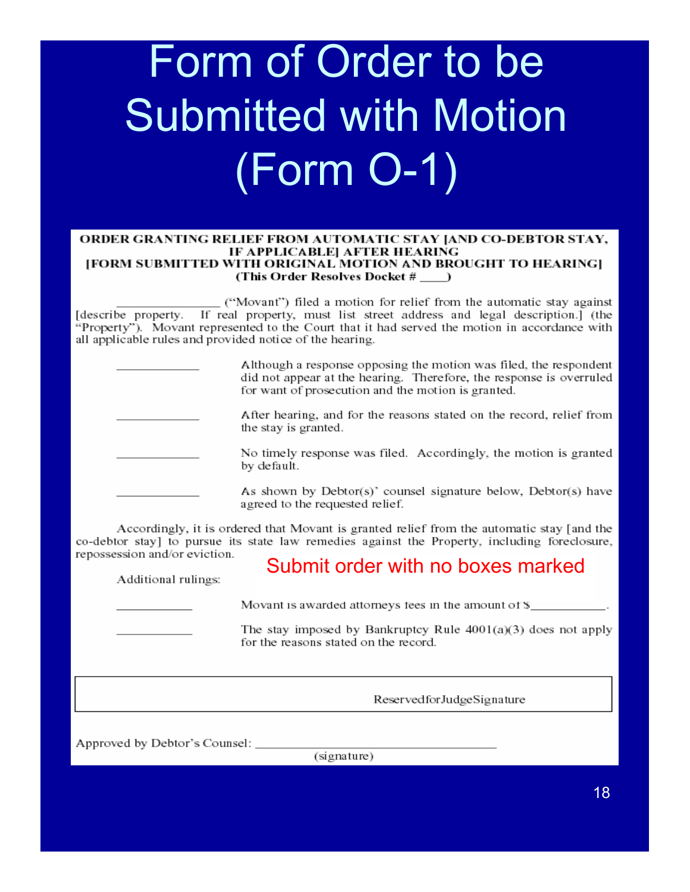# Form of Order to be Submitted with Motion (Form O-1)

**ORDER GRANTING RELIEF FROM AUTOMATIC STAY [AND CO-DEBTOR STAY, IF APPLICABLE] AFTER HEARING**
**[FORM SUBMITTED WITH ORIGINAL MOTION AND BROUGHT TO HEARING]**
**(This Order Resolves Docket # ____)**

_______________ ("Movant") filed a motion for relief from the automatic stay against [describe property. If real property, must list street address and legal description.] (the "Property"). Movant represented to the Court that it had served the motion in accordance with all applicable rules and provided notice of the hearing.

____________ Although a response opposing the motion was filed, the respondent did not appear at the hearing. Therefore, the response is overruled for want of prosecution and the motion is granted.

____________ After hearing, and for the reasons stated on the record, relief from the stay is granted.

____________ No timely response was filed. Accordingly, the motion is granted by default.

____________ As shown by Debtor(s)' counsel signature below, Debtor(s) have agreed to the requested relief.

Accordingly, it is ordered that Movant is granted relief from the automatic stay [and the co-debtor stay] to pursue its state law remedies against the Property, including foreclosure, repossession and/or eviction.

Submit order with no boxes marked

Additional rulings:

____________ Movant is awarded attorneys fees in the amount of $___________.

____________ The stay imposed by Bankruptcy Rule 4001(a)(3) does not apply for the reasons stated on the record.

Reserved for Judge Signature

Approved by Debtor's Counsel: ________________________________
(signature)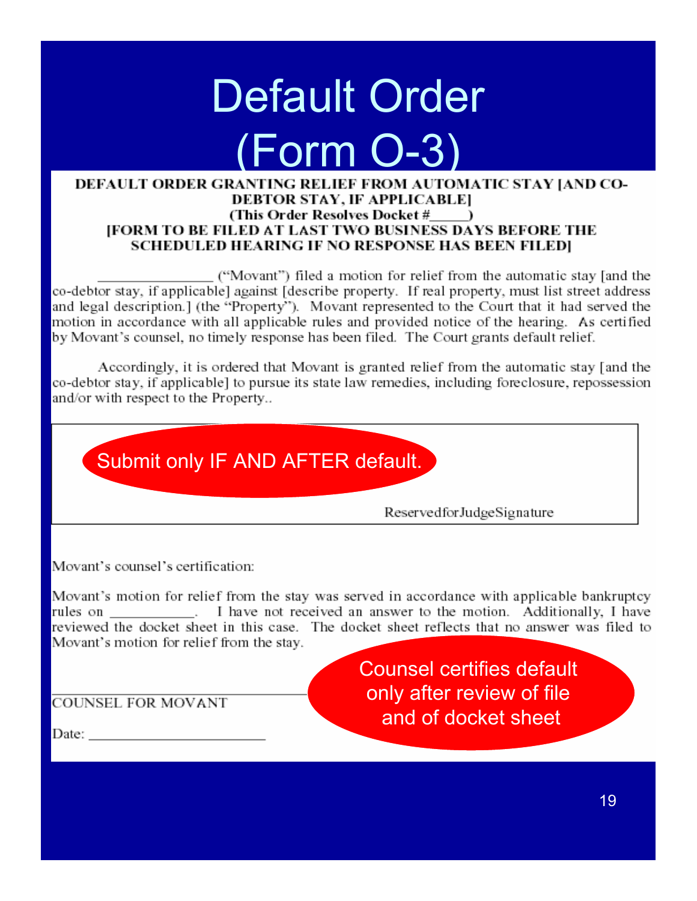# Default Order (Form O-3)

**DEFAULT ORDER GRANTING RELIEF FROM AUTOMATIC STAY [AND CO-DEBTOR STAY, IF APPLICABLE]**
**(This Order Resolves Docket #_____)**
**[FORM TO BE FILED AT LAST TWO BUSINESS DAYS BEFORE THE SCHEDULED HEARING IF NO RESPONSE HAS BEEN FILED]**

_______________ ("Movant") filed a motion for relief from the automatic stay [and the co-debtor stay, if applicable] against [describe property. If real property, must list street address and legal description.] (the "Property"). Movant represented to the Court that it had served the motion in accordance with all applicable rules and provided notice of the hearing. As certified by Movant's counsel, no timely response has been filed. The Court grants default relief.

Accordingly, it is ordered that Movant is granted relief from the automatic stay [and the co-debtor stay, if applicable] to pursue its state law remedies, including foreclosure, repossession and/or with respect to the Property..

Submit only IF AND AFTER default.

Reserved for Judge Signature

Movant's counsel's certification:

Movant's motion for relief from the stay was served in accordance with applicable bankruptcy rules on ___________. I have not received an answer to the motion. Additionally, I have reviewed the docket sheet in this case. The docket sheet reflects that no answer was filed to Movant's motion for relief from the stay.

Counsel certifies default only after review of file and of docket sheet

_______________________________
COUNSEL FOR MOVANT

Date: ______________________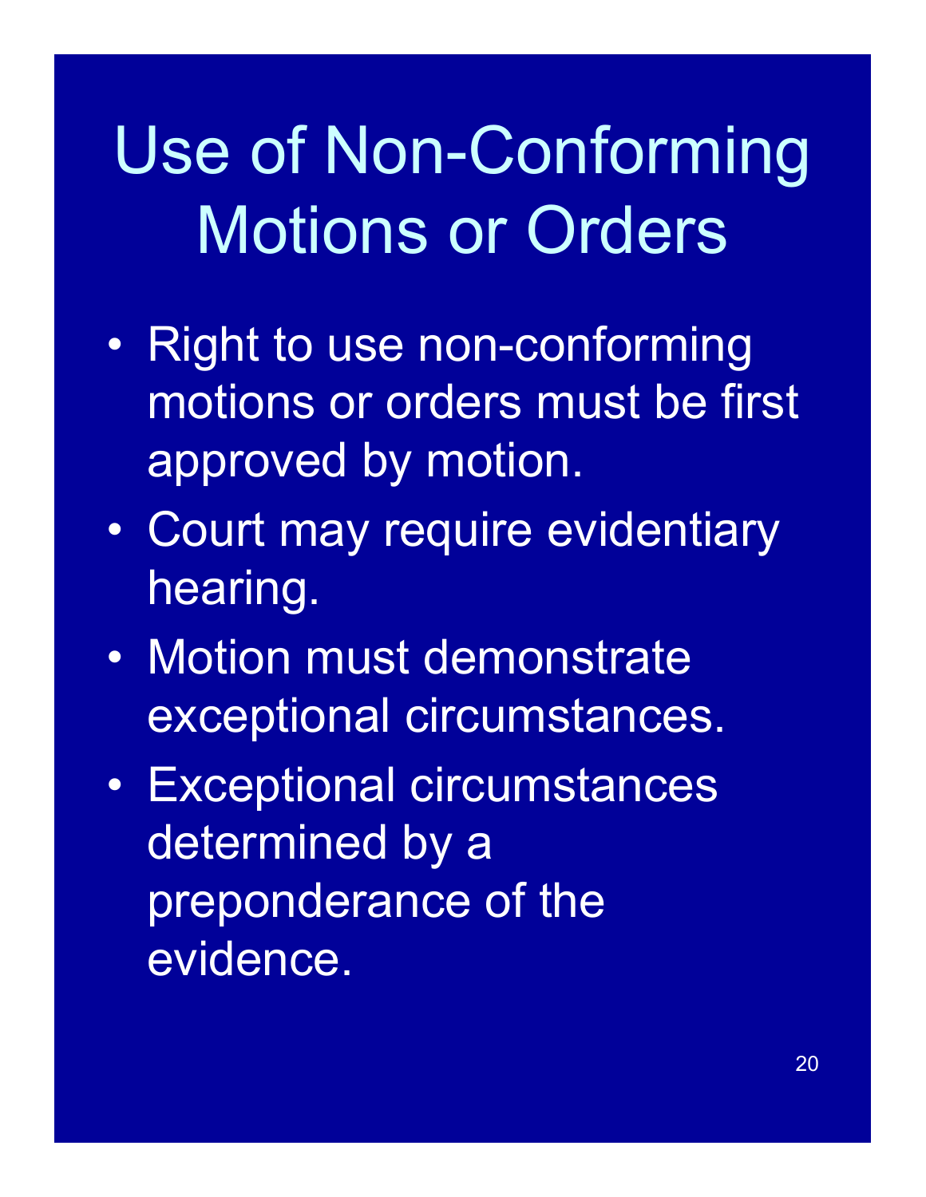# Use of Non-Conforming Motions or Orders

- Right to use non-conforming motions or orders must be first approved by motion.
- Court may require evidentiary hearing.
- Motion must demonstrate exceptional circumstances.
- Exceptional circumstances determined by a preponderance of the evidence.